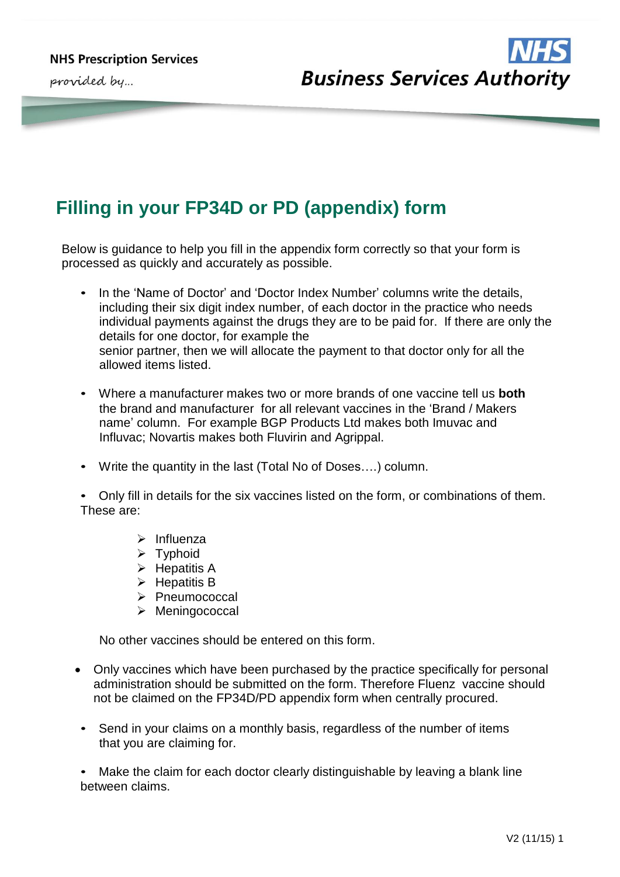NHS Prescription Services

provided by...

NHS Business Services Authority

# Filling in your FP34D or PD (appendix) form

Below is guidance to help you fill in the appendix form correctly so that your form is processed as quickly and accurately as possible.

- In the 'Name of Doctor' and 'Doctor Index Number' columns write the details, including their six digit index number, of each doctor in the practice who needs individual payments against the drugs they are to be paid for. If there are only the details for one doctor, for example the senior partner, then we will allocate the payment to that doctor only for all the allowed items listed.

- Where a manufacturer makes two or more brands of one vaccine tell us **both** the brand and manufacturer for all relevant vaccines in the 'Brand / Makers name' column. For example BGP Products Ltd makes both Imuvac and Influvac; Novartis makes both Fluvirin and Agrippal.

- Write the quantity in the last (Total No of Doses….) column.

- Only fill in details for the six vaccines listed on the form, or combinations of them. These are:

  - Influenza
  - Typhoid
  - Hepatitis A
  - Hepatitis B
  - Pneumococcal
  - Meningococcal

  No other vaccines should be entered on this form.

- Only vaccines which have been purchased by the practice specifically for personal administration should be submitted on the form. Therefore Fluenz vaccine should not be claimed on the FP34D/PD appendix form when centrally procured.

- Send in your claims on a monthly basis, regardless of the number of items that you are claiming for.

- Make the claim for each doctor clearly distinguishable by leaving a blank line between claims.

V2 (11/15)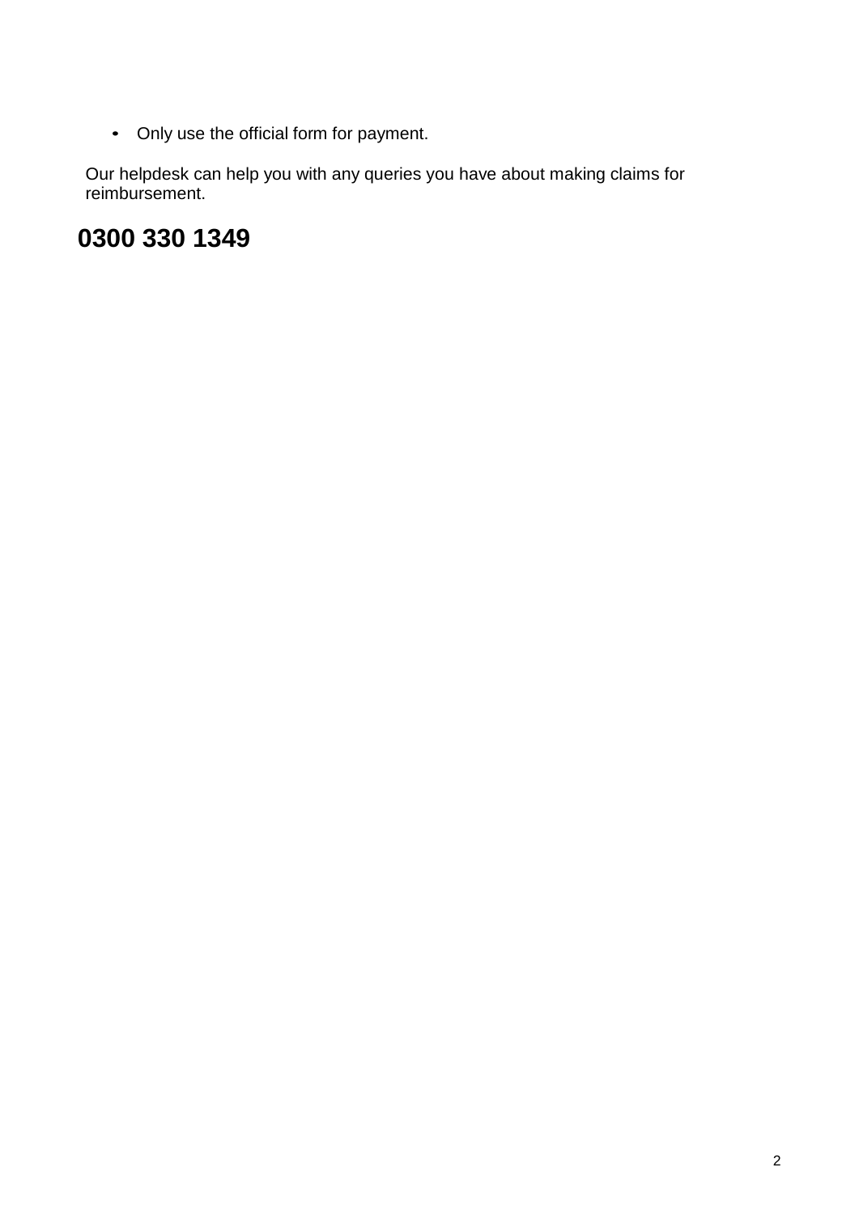- Only use the official form for payment.

Our helpdesk can help you with any queries you have about making claims for reimbursement.

**0300 330 1349**